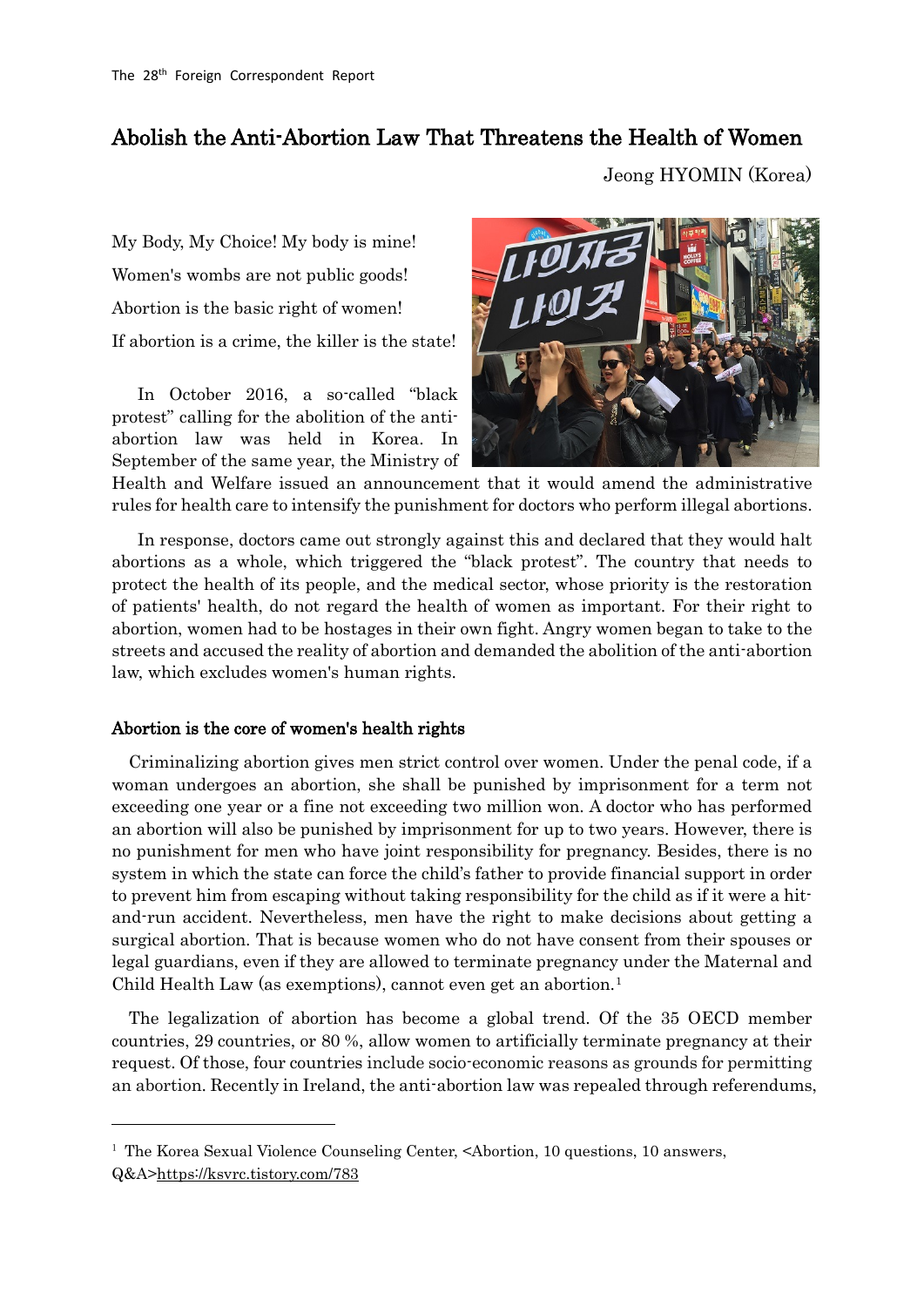The 28th Foreign Correspondent Report

# Abolish the Anti-Abortion Law That Threatens the Health of Women

Jeong HYOMIN (Korea)

My Body, My Choice! My body is mine!

Women's wombs are not public goods!

Abortion is the basic right of women!

If abortion is a crime, the killer is the state!

In October 2016, a so-called "black protest" calling for the abolition of the anti-abortion law was held in Korea. In September of the same year, the Ministry of Health and Welfare issued an announcement that it would amend the administrative rules for health care to intensify the punishment for doctors who perform illegal abortions.

In response, doctors came out strongly against this and declared that they would halt abortions as a whole, which triggered the "black protest". The country that needs to protect the health of its people, and the medical sector, whose priority is the restoration of patients' health, do not regard the health of women as important. For their right to abortion, women had to be hostages in their own fight. Angry women began to take to the streets and accused the reality of abortion and demanded the abolition of the anti-abortion law, which excludes women's human rights.

## Abortion is the core of women's health rights

Criminalizing abortion gives men strict control over women. Under the penal code, if a woman undergoes an abortion, she shall be punished by imprisonment for a term not exceeding one year or a fine not exceeding two million won. A doctor who has performed an abortion will also be punished by imprisonment for up to two years. However, there is no punishment for men who have joint responsibility for pregnancy. Besides, there is no system in which the state can force the child's father to provide financial support in order to prevent him from escaping without taking responsibility for the child as if it were a hit-and-run accident. Nevertheless, men have the right to make decisions about getting a surgical abortion. That is because women who do not have consent from their spouses or legal guardians, even if they are allowed to terminate pregnancy under the Maternal and Child Health Law (as exemptions), cannot even get an abortion.[1]

The legalization of abortion has become a global trend. Of the 35 OECD member countries, 29 countries, or 80 %, allow women to artificially terminate pregnancy at their request. Of those, four countries include socio-economic reasons as grounds for permitting an abortion. Recently in Ireland, the anti-abortion law was repealed through referendums,

[1] The Korea Sexual Violence Counseling Center, <Abortion, 10 questions, 10 answers, Q&A>https://ksvrc.tistory.com/783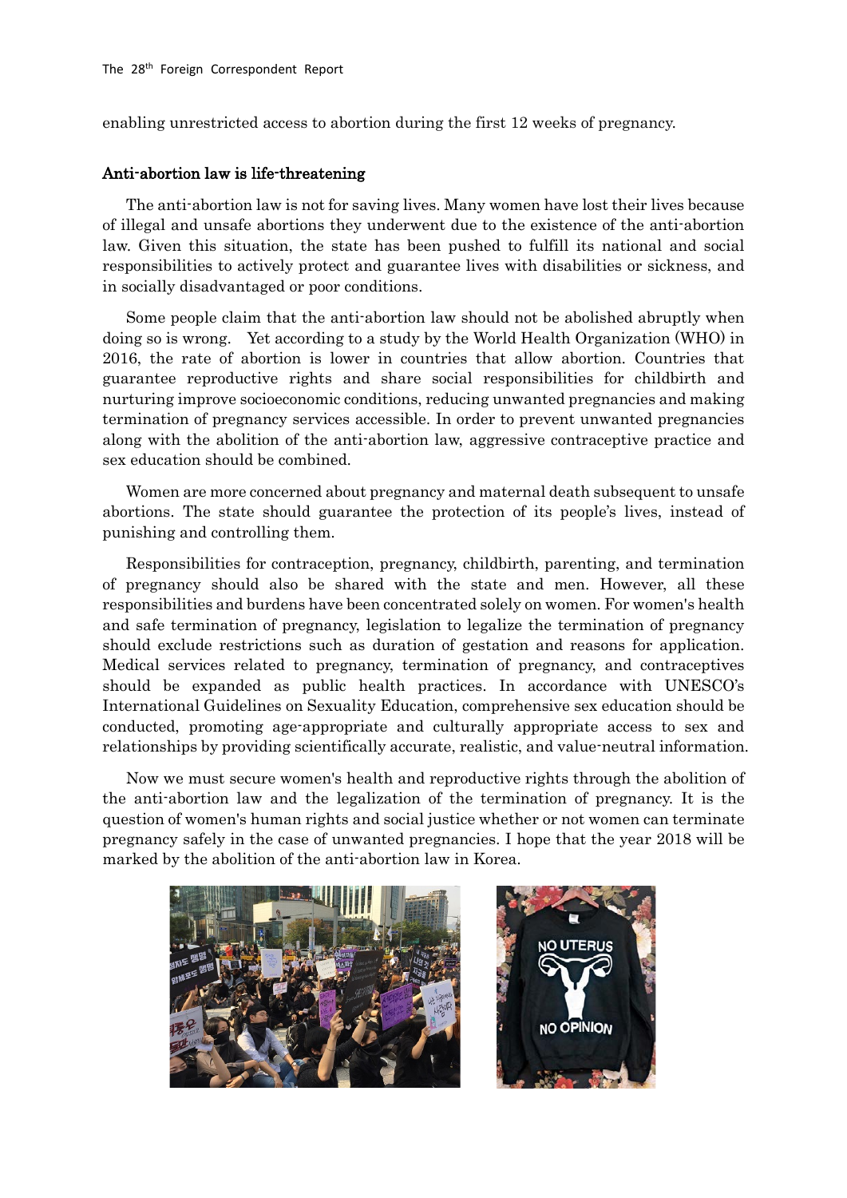enabling unrestricted access to abortion during the first 12 weeks of pregnancy.

## Anti-abortion law is life-threatening

The anti-abortion law is not for saving lives. Many women have lost their lives because of illegal and unsafe abortions they underwent due to the existence of the anti-abortion law. Given this situation, the state has been pushed to fulfill its national and social responsibilities to actively protect and guarantee lives with disabilities or sickness, and in socially disadvantaged or poor conditions.

Some people claim that the anti-abortion law should not be abolished abruptly when doing so is wrong. Yet according to a study by the World Health Organization (WHO) in 2016, the rate of abortion is lower in countries that allow abortion. Countries that guarantee reproductive rights and share social responsibilities for childbirth and nurturing improve socioeconomic conditions, reducing unwanted pregnancies and making termination of pregnancy services accessible. In order to prevent unwanted pregnancies along with the abolition of the anti-abortion law, aggressive contraceptive practice and sex education should be combined.

Women are more concerned about pregnancy and maternal death subsequent to unsafe abortions. The state should guarantee the protection of its people's lives, instead of punishing and controlling them.

Responsibilities for contraception, pregnancy, childbirth, parenting, and termination of pregnancy should also be shared with the state and men. However, all these responsibilities and burdens have been concentrated solely on women. For women's health and safe termination of pregnancy, legislation to legalize the termination of pregnancy should exclude restrictions such as duration of gestation and reasons for application. Medical services related to pregnancy, termination of pregnancy, and contraceptives should be expanded as public health practices. In accordance with UNESCO's International Guidelines on Sexuality Education, comprehensive sex education should be conducted, promoting age-appropriate and culturally appropriate access to sex and relationships by providing scientifically accurate, realistic, and value-neutral information.

Now we must secure women's health and reproductive rights through the abolition of the anti-abortion law and the legalization of the termination of pregnancy. It is the question of women's human rights and social justice whether or not women can terminate pregnancy safely in the case of unwanted pregnancies. I hope that the year 2018 will be marked by the abolition of the anti-abortion law in Korea.